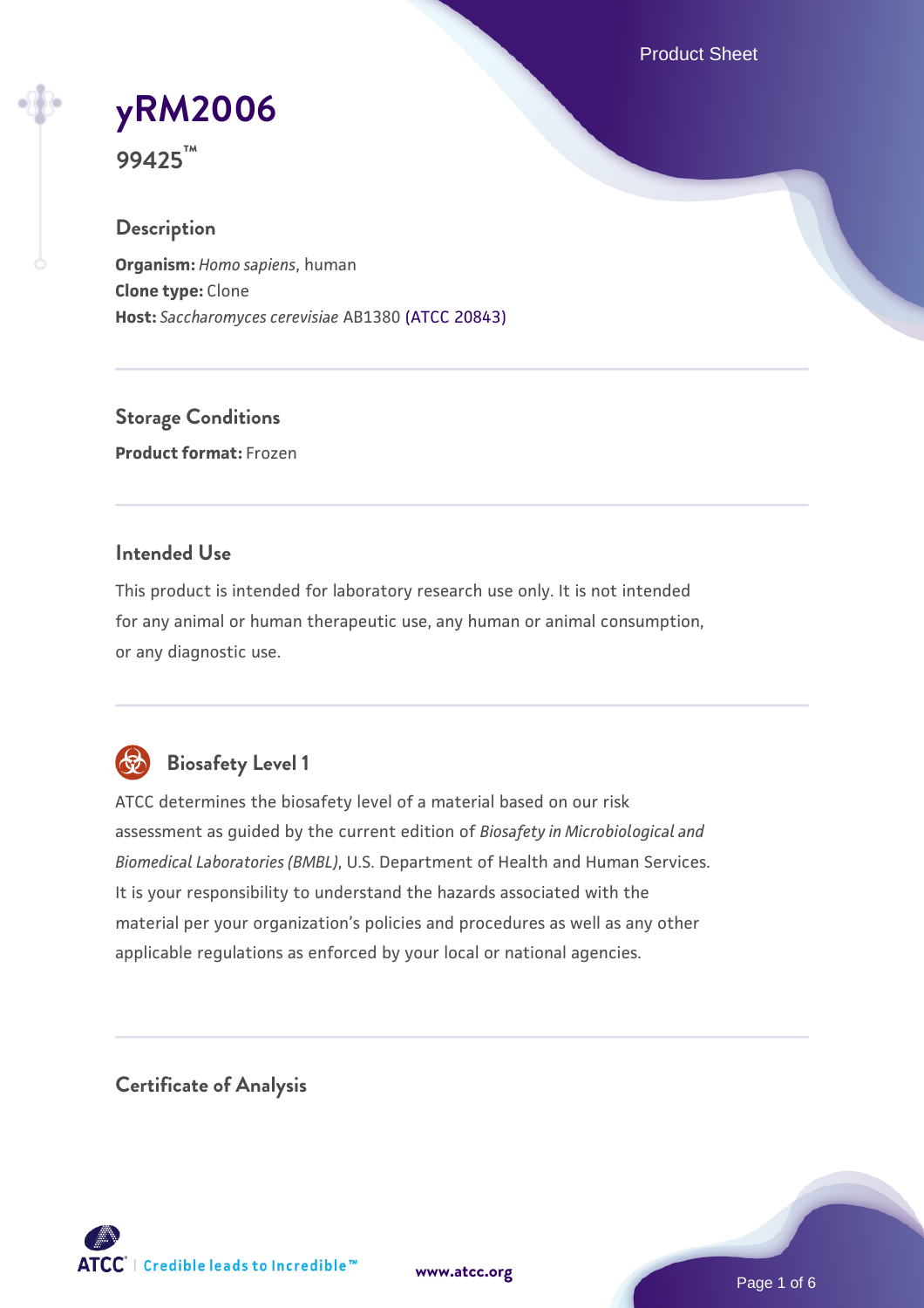# yRM2006

**99425™**

## Description

**Organism:** *Homo sapiens*, human
**Clone type:** Clone
**Host:** *Saccharomyces cerevisiae* AB1380 (ATCC 20843)

## Storage Conditions

**Product format:** Frozen

## Intended Use

This product is intended for laboratory research use only. It is not intended for any animal or human therapeutic use, any human or animal consumption, or any diagnostic use.

## Biosafety Level 1

ATCC determines the biosafety level of a material based on our risk assessment as guided by the current edition of *Biosafety in Microbiological and Biomedical Laboratories (BMBL)*, U.S. Department of Health and Human Services. It is your responsibility to understand the hazards associated with the material per your organization's policies and procedures as well as any other applicable regulations as enforced by your local or national agencies.

## Certificate of Analysis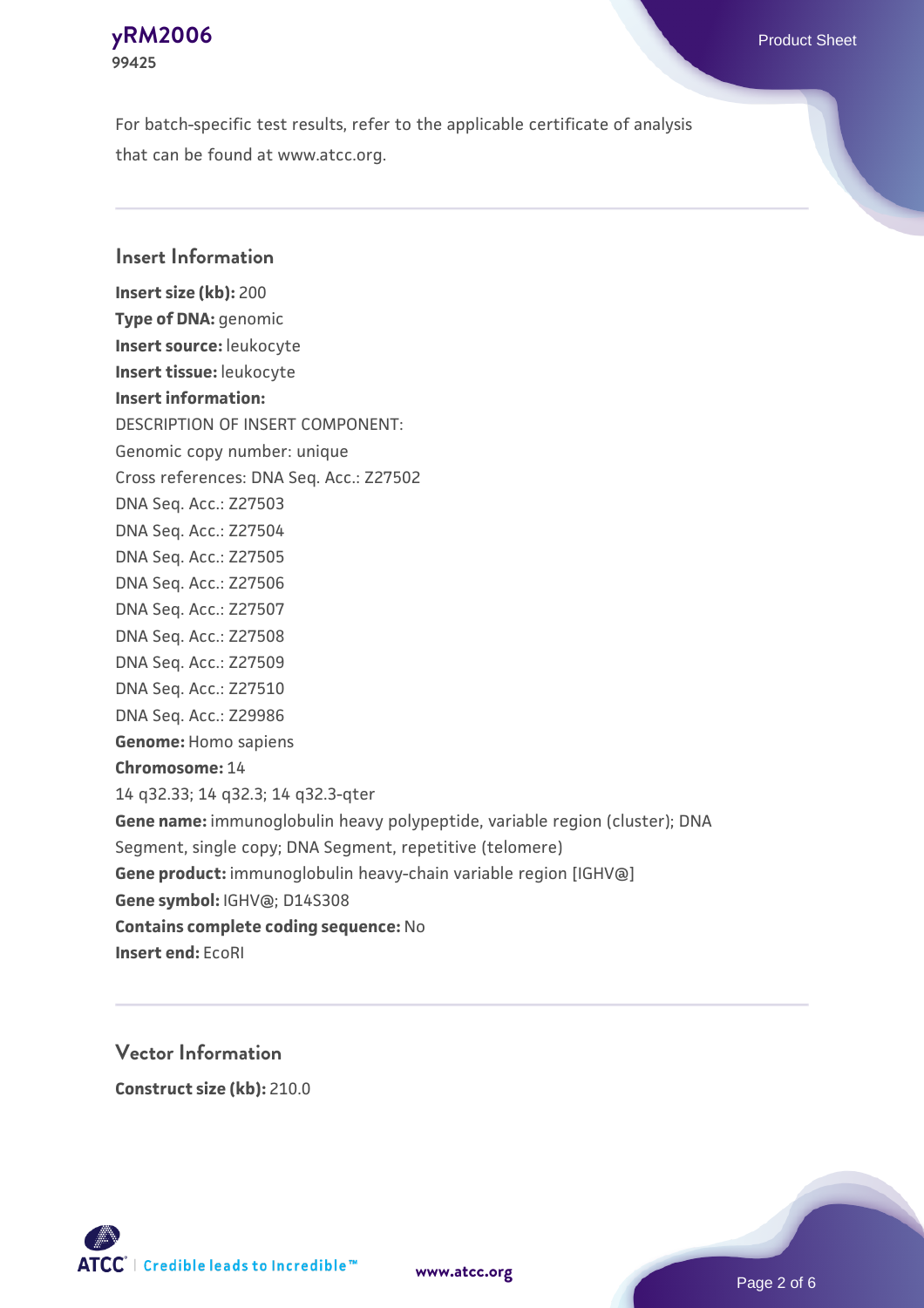For batch-specific test results, refer to the applicable certificate of analysis that can be found at www.atcc.org.

## Insert Information

**Insert size (kb):** 200
**Type of DNA:** genomic
**Insert source:** leukocyte
**Insert tissue:** leukocyte
**Insert information:**
DESCRIPTION OF INSERT COMPONENT:
Genomic copy number: unique
Cross references: DNA Seq. Acc.: Z27502
DNA Seq. Acc.: Z27503
DNA Seq. Acc.: Z27504
DNA Seq. Acc.: Z27505
DNA Seq. Acc.: Z27506
DNA Seq. Acc.: Z27507
DNA Seq. Acc.: Z27508
DNA Seq. Acc.: Z27509
DNA Seq. Acc.: Z27510
DNA Seq. Acc.: Z29986
**Genome:** Homo sapiens
**Chromosome:** 14
14 q32.33; 14 q32.3; 14 q32.3-qter
**Gene name:** immunoglobulin heavy polypeptide, variable region (cluster); DNA Segment, single copy; DNA Segment, repetitive (telomere)
**Gene product:** immunoglobulin heavy-chain variable region [IGHV@]
**Gene symbol:** IGHV@; D14S308
**Contains complete coding sequence:** No
**Insert end:** EcoRI

## Vector Information

**Construct size (kb):** 210.0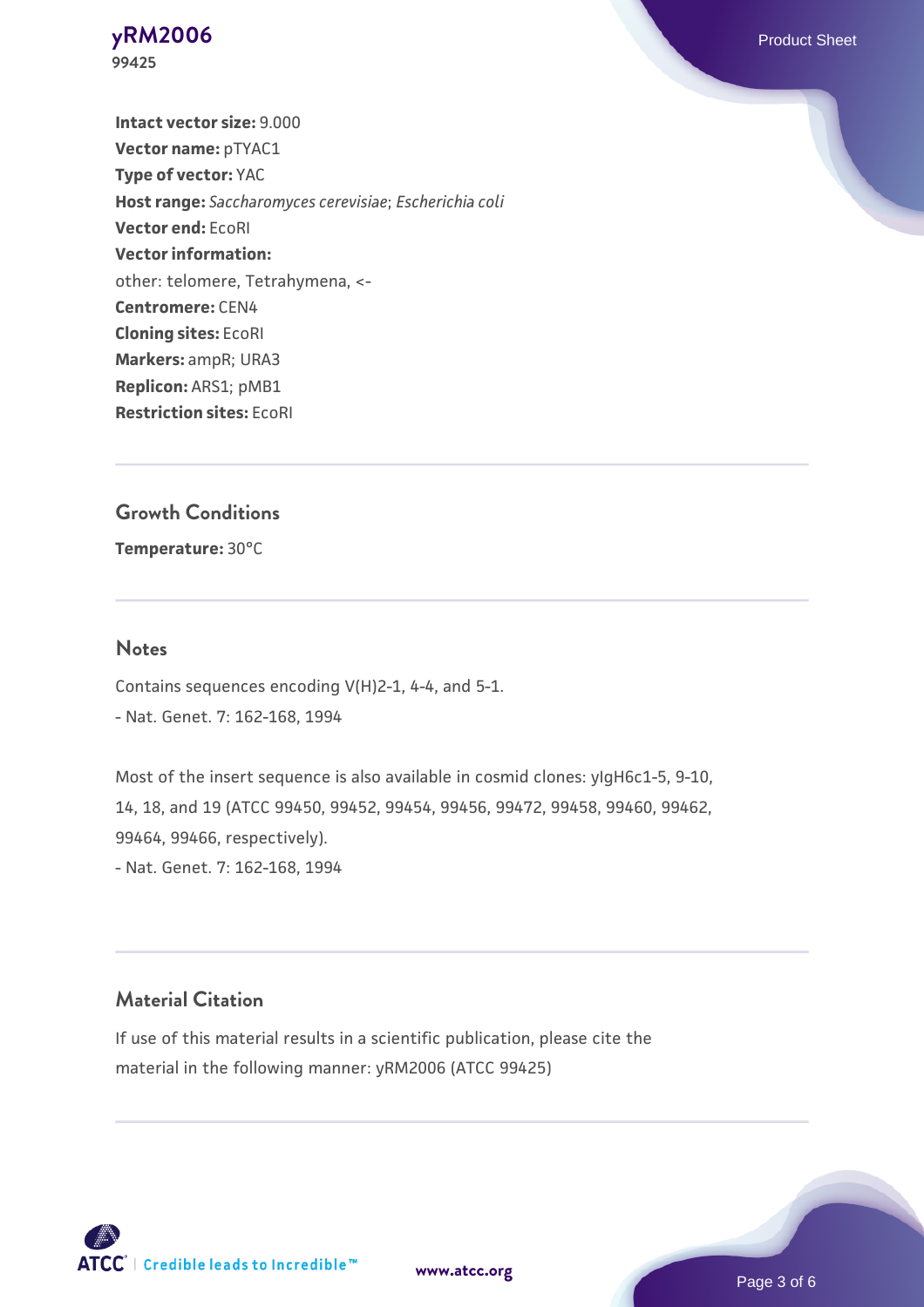**Intact vector size:** 9.000

**Vector name:** pTYAC1

**Type of vector:** YAC

**Host range:** *Saccharomyces cerevisiae*; *Escherichia coli*

**Vector end:** EcoRI

**Vector information:**

other: telomere, Tetrahymena, <-

**Centromere:** CEN4

**Cloning sites:** EcoRI

**Markers:** ampR; URA3

**Replicon:** ARS1; pMB1

**Restriction sites:** EcoRI

## Growth Conditions

**Temperature:** 30°C

## Notes

Contains sequences encoding V(H)2-1, 4-4, and 5-1.

- Nat. Genet. 7: 162-168, 1994

Most of the insert sequence is also available in cosmid clones: yIgH6c1-5, 9-10, 14, 18, and 19 (ATCC 99450, 99452, 99454, 99456, 99472, 99458, 99460, 99462, 99464, 99466, respectively).

- Nat. Genet. 7: 162-168, 1994

## Material Citation

If use of this material results in a scientific publication, please cite the material in the following manner: yRM2006 (ATCC 99425)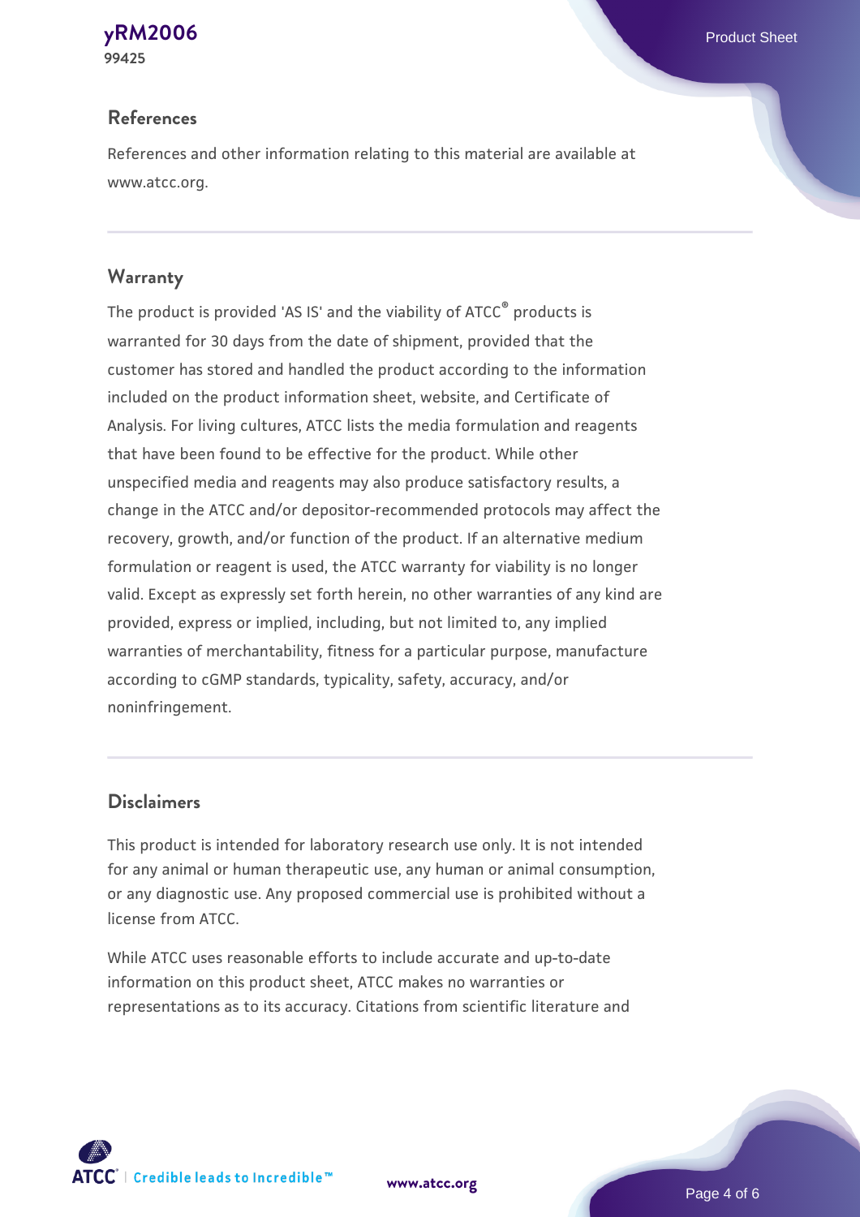## References

References and other information relating to this material are available at www.atcc.org.

## Warranty

The product is provided 'AS IS' and the viability of ATCC® products is warranted for 30 days from the date of shipment, provided that the customer has stored and handled the product according to the information included on the product information sheet, website, and Certificate of Analysis. For living cultures, ATCC lists the media formulation and reagents that have been found to be effective for the product. While other unspecified media and reagents may also produce satisfactory results, a change in the ATCC and/or depositor-recommended protocols may affect the recovery, growth, and/or function of the product. If an alternative medium formulation or reagent is used, the ATCC warranty for viability is no longer valid. Except as expressly set forth herein, no other warranties of any kind are provided, express or implied, including, but not limited to, any implied warranties of merchantability, fitness for a particular purpose, manufacture according to cGMP standards, typicality, safety, accuracy, and/or noninfringement.

## Disclaimers

This product is intended for laboratory research use only. It is not intended for any animal or human therapeutic use, any human or animal consumption, or any diagnostic use. Any proposed commercial use is prohibited without a license from ATCC.

While ATCC uses reasonable efforts to include accurate and up-to-date information on this product sheet, ATCC makes no warranties or representations as to its accuracy. Citations from scientific literature and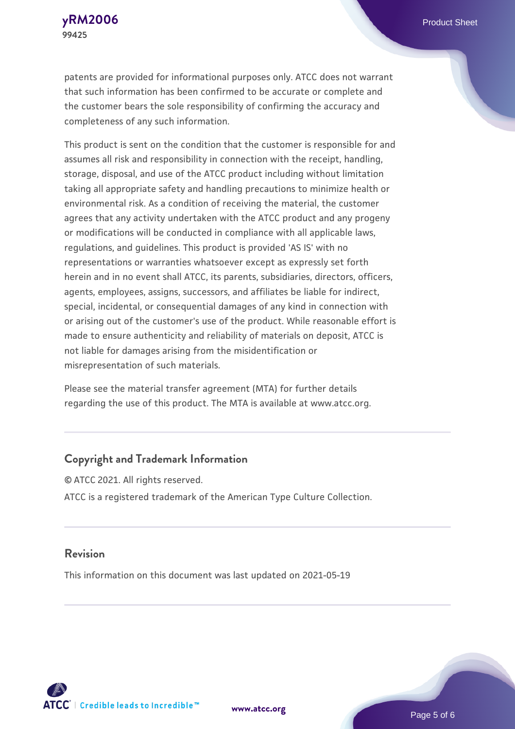patents are provided for informational purposes only. ATCC does not warrant that such information has been confirmed to be accurate or complete and the customer bears the sole responsibility of confirming the accuracy and completeness of any such information.

This product is sent on the condition that the customer is responsible for and assumes all risk and responsibility in connection with the receipt, handling, storage, disposal, and use of the ATCC product including without limitation taking all appropriate safety and handling precautions to minimize health or environmental risk. As a condition of receiving the material, the customer agrees that any activity undertaken with the ATCC product and any progeny or modifications will be conducted in compliance with all applicable laws, regulations, and guidelines. This product is provided 'AS IS' with no representations or warranties whatsoever except as expressly set forth herein and in no event shall ATCC, its parents, subsidiaries, directors, officers, agents, employees, assigns, successors, and affiliates be liable for indirect, special, incidental, or consequential damages of any kind in connection with or arising out of the customer's use of the product. While reasonable effort is made to ensure authenticity and reliability of materials on deposit, ATCC is not liable for damages arising from the misidentification or misrepresentation of such materials.

Please see the material transfer agreement (MTA) for further details regarding the use of this product. The MTA is available at www.atcc.org.

## Copyright and Trademark Information

© ATCC 2021. All rights reserved.

ATCC is a registered trademark of the American Type Culture Collection.

## Revision

This information on this document was last updated on 2021-05-19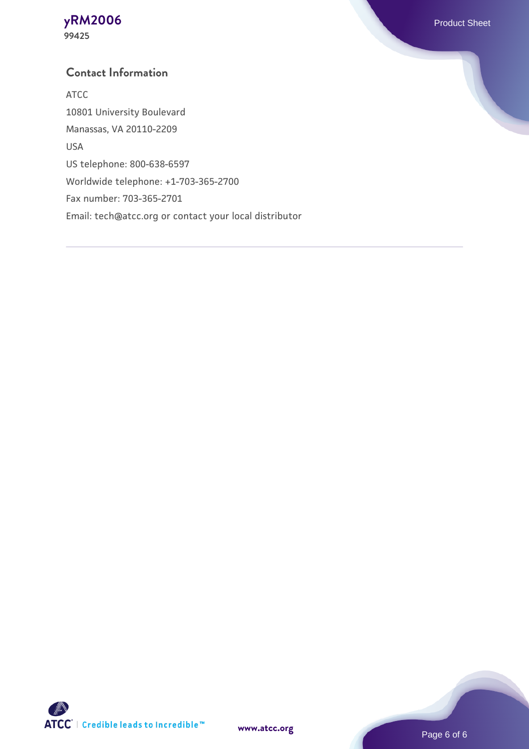## Contact Information

ATCC

10801 University Boulevard

Manassas, VA 20110-2209

USA

US telephone: 800-638-6597

Worldwide telephone: +1-703-365-2700

Fax number: 703-365-2701

Email: tech@atcc.org or contact your local distributor